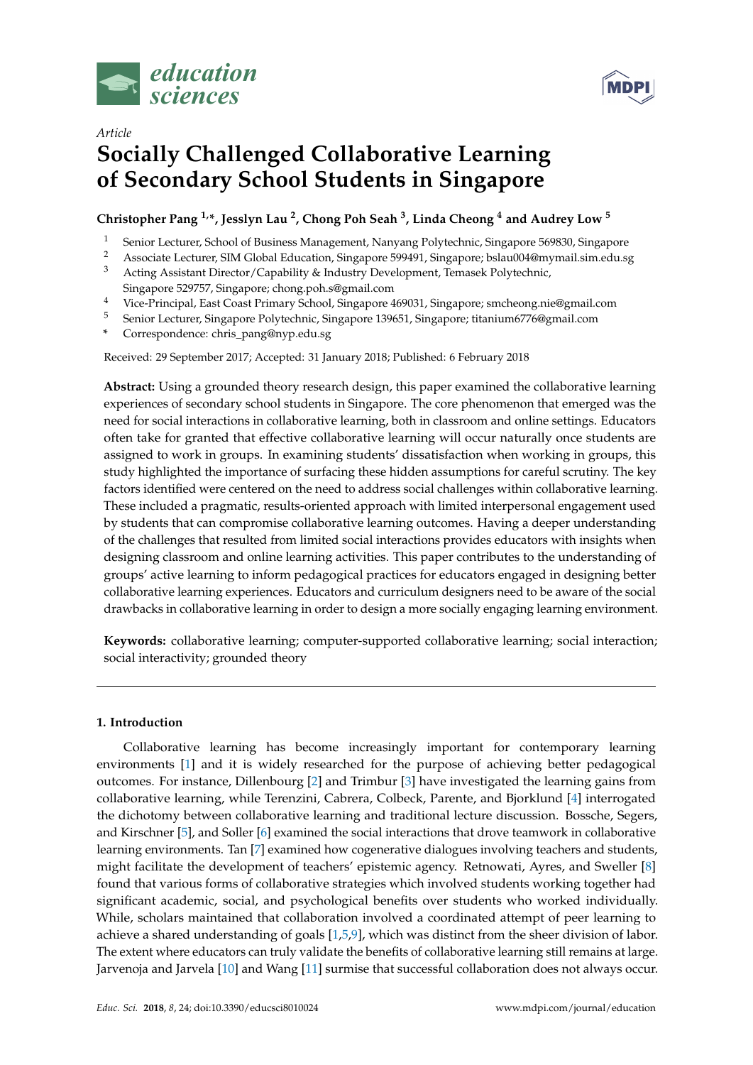*Article*

# Socially Challenged Collaborative Learning of Secondary School Students in Singapore

**Christopher Pang [1,*], Jesslyn Lau [2], Chong Poh Seah [3], Linda Cheong [4] and Audrey Low [5]**

[1] Senior Lecturer, School of Business Management, Nanyang Polytechnic, Singapore 569830, Singapore
[2] Associate Lecturer, SIM Global Education, Singapore 599491, Singapore; bslau004@mymail.sim.edu.sg
[3] Acting Assistant Director/Capability & Industry Development, Temasek Polytechnic, Singapore 529757, Singapore; chong.poh.s@gmail.com
[4] Vice-Principal, East Coast Primary School, Singapore 469031, Singapore; smcheong.nie@gmail.com
[5] Senior Lecturer, Singapore Polytechnic, Singapore 139651, Singapore; titanium6776@gmail.com
[*] Correspondence: chris_pang@nyp.edu.sg

Received: 29 September 2017; Accepted: 31 January 2018; Published: 6 February 2018

**Abstract:** Using a grounded theory research design, this paper examined the collaborative learning experiences of secondary school students in Singapore. The core phenomenon that emerged was the need for social interactions in collaborative learning, both in classroom and online settings. Educators often take for granted that effective collaborative learning will occur naturally once students are assigned to work in groups. In examining students' dissatisfaction when working in groups, this study highlighted the importance of surfacing these hidden assumptions for careful scrutiny. The key factors identified were centered on the need to address social challenges within collaborative learning. These included a pragmatic, results-oriented approach with limited interpersonal engagement used by students that can compromise collaborative learning outcomes. Having a deeper understanding of the challenges that resulted from limited social interactions provides educators with insights when designing classroom and online learning activities. This paper contributes to the understanding of groups' active learning to inform pedagogical practices for educators engaged in designing better collaborative learning experiences. Educators and curriculum designers need to be aware of the social drawbacks in collaborative learning in order to design a more socially engaging learning environment.

**Keywords:** collaborative learning; computer-supported collaborative learning; social interaction; social interactivity; grounded theory

## 1. Introduction

Collaborative learning has become increasingly important for contemporary learning environments [1] and it is widely researched for the purpose of achieving better pedagogical outcomes. For instance, Dillenbourg [2] and Trimbur [3] have investigated the learning gains from collaborative learning, while Terenzini, Cabrera, Colbeck, Parente, and Bjorklund [4] interrogated the dichotomy between collaborative learning and traditional lecture discussion. Bossche, Segers, and Kirschner [5], and Soller [6] examined the social interactions that drove teamwork in collaborative learning environments. Tan [7] examined how cogenerative dialogues involving teachers and students, might facilitate the development of teachers' epistemic agency. Retnowati, Ayres, and Sweller [8] found that various forms of collaborative strategies which involved students working together had significant academic, social, and psychological benefits over students who worked individually. While, scholars maintained that collaboration involved a coordinated attempt of peer learning to achieve a shared understanding of goals [1,5,9], which was distinct from the sheer division of labor. The extent where educators can truly validate the benefits of collaborative learning still remains at large. Jarvenoja and Jarvela [10] and Wang [11] surmise that successful collaboration does not always occur.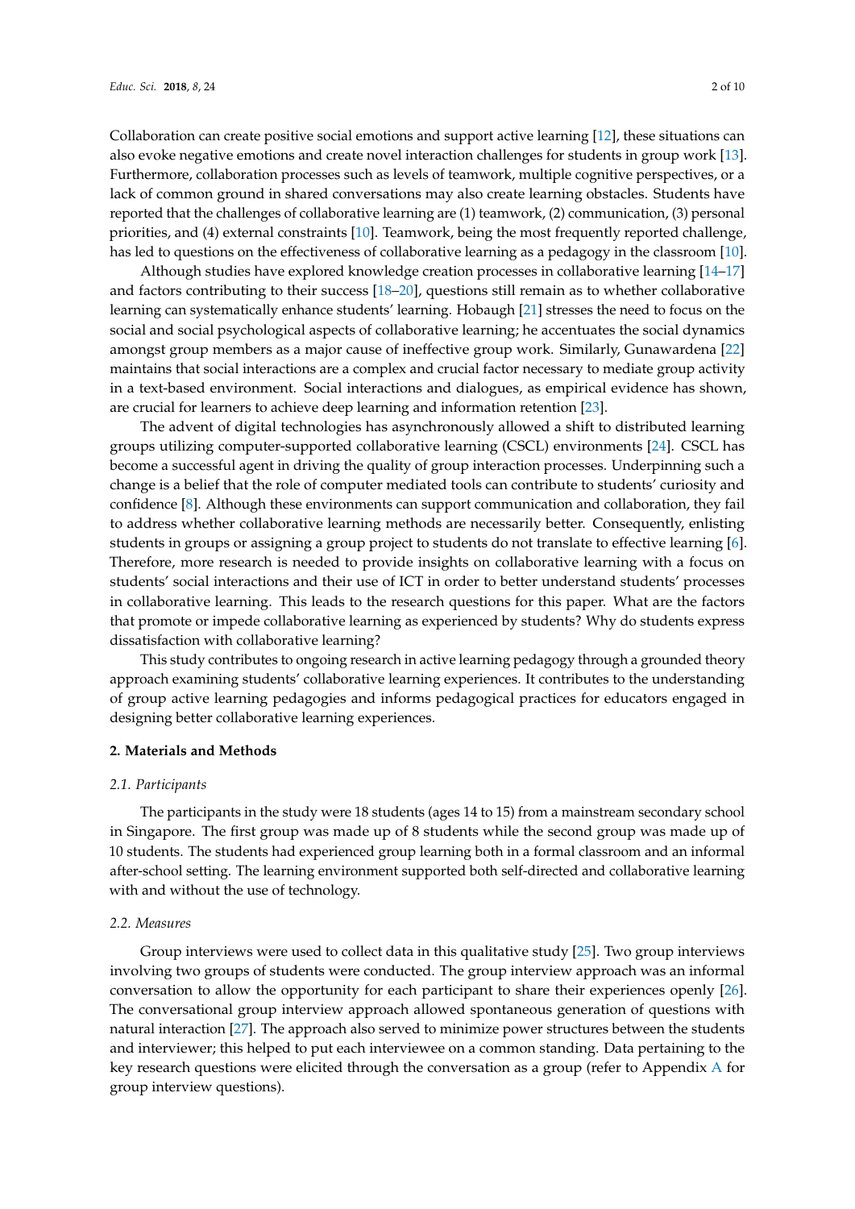Collaboration can create positive social emotions and support active learning [12], these situations can also evoke negative emotions and create novel interaction challenges for students in group work [13]. Furthermore, collaboration processes such as levels of teamwork, multiple cognitive perspectives, or a lack of common ground in shared conversations may also create learning obstacles. Students have reported that the challenges of collaborative learning are (1) teamwork, (2) communication, (3) personal priorities, and (4) external constraints [10]. Teamwork, being the most frequently reported challenge, has led to questions on the effectiveness of collaborative learning as a pedagogy in the classroom [10].

Although studies have explored knowledge creation processes in collaborative learning [14–17] and factors contributing to their success [18–20], questions still remain as to whether collaborative learning can systematically enhance students' learning. Hobaugh [21] stresses the need to focus on the social and social psychological aspects of collaborative learning; he accentuates the social dynamics amongst group members as a major cause of ineffective group work. Similarly, Gunawardena [22] maintains that social interactions are a complex and crucial factor necessary to mediate group activity in a text-based environment. Social interactions and dialogues, as empirical evidence has shown, are crucial for learners to achieve deep learning and information retention [23].

The advent of digital technologies has asynchronously allowed a shift to distributed learning groups utilizing computer-supported collaborative learning (CSCL) environments [24]. CSCL has become a successful agent in driving the quality of group interaction processes. Underpinning such a change is a belief that the role of computer mediated tools can contribute to students' curiosity and confidence [8]. Although these environments can support communication and collaboration, they fail to address whether collaborative learning methods are necessarily better. Consequently, enlisting students in groups or assigning a group project to students do not translate to effective learning [6]. Therefore, more research is needed to provide insights on collaborative learning with a focus on students' social interactions and their use of ICT in order to better understand students' processes in collaborative learning. This leads to the research questions for this paper. What are the factors that promote or impede collaborative learning as experienced by students? Why do students express dissatisfaction with collaborative learning?

This study contributes to ongoing research in active learning pedagogy through a grounded theory approach examining students' collaborative learning experiences. It contributes to the understanding of group active learning pedagogies and informs pedagogical practices for educators engaged in designing better collaborative learning experiences.

## 2. Materials and Methods

### 2.1. Participants

The participants in the study were 18 students (ages 14 to 15) from a mainstream secondary school in Singapore. The first group was made up of 8 students while the second group was made up of 10 students. The students had experienced group learning both in a formal classroom and an informal after-school setting. The learning environment supported both self-directed and collaborative learning with and without the use of technology.

### 2.2. Measures

Group interviews were used to collect data in this qualitative study [25]. Two group interviews involving two groups of students were conducted. The group interview approach was an informal conversation to allow the opportunity for each participant to share their experiences openly [26]. The conversational group interview approach allowed spontaneous generation of questions with natural interaction [27]. The approach also served to minimize power structures between the students and interviewer; this helped to put each interviewee on a common standing. Data pertaining to the key research questions were elicited through the conversation as a group (refer to Appendix A for group interview questions).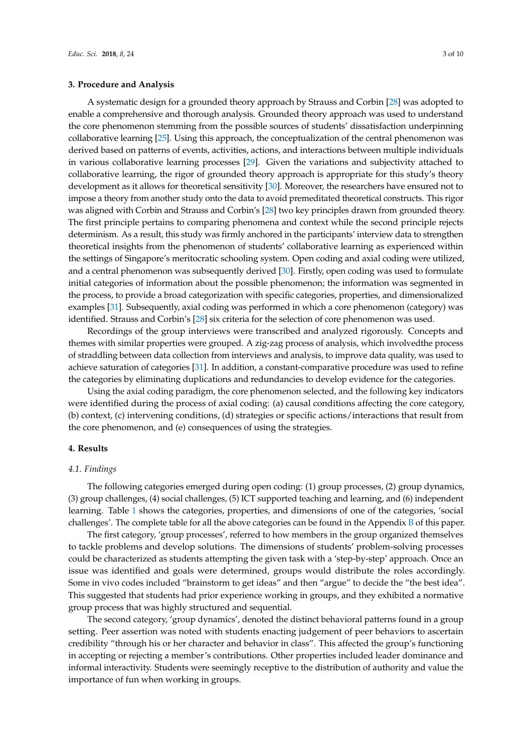## 3. Procedure and Analysis

A systematic design for a grounded theory approach by Strauss and Corbin [28] was adopted to enable a comprehensive and thorough analysis. Grounded theory approach was used to understand the core phenomenon stemming from the possible sources of students' dissatisfaction underpinning collaborative learning [25]. Using this approach, the conceptualization of the central phenomenon was derived based on patterns of events, activities, actions, and interactions between multiple individuals in various collaborative learning processes [29]. Given the variations and subjectivity attached to collaborative learning, the rigor of grounded theory approach is appropriate for this study's theory development as it allows for theoretical sensitivity [30]. Moreover, the researchers have ensured not to impose a theory from another study onto the data to avoid premeditated theoretical constructs. This rigor was aligned with Corbin and Strauss and Corbin's [28] two key principles drawn from grounded theory. The first principle pertains to comparing phenomena and context while the second principle rejects determinism. As a result, this study was firmly anchored in the participants' interview data to strengthen theoretical insights from the phenomenon of students' collaborative learning as experienced within the settings of Singapore's meritocratic schooling system. Open coding and axial coding were utilized, and a central phenomenon was subsequently derived [30]. Firstly, open coding was used to formulate initial categories of information about the possible phenomenon; the information was segmented in the process, to provide a broad categorization with specific categories, properties, and dimensionalized examples [31]. Subsequently, axial coding was performed in which a core phenomenon (category) was identified. Strauss and Corbin's [28] six criteria for the selection of core phenomenon was used.

Recordings of the group interviews were transcribed and analyzed rigorously. Concepts and themes with similar properties were grouped. A zig-zag process of analysis, which involvedthe process of straddling between data collection from interviews and analysis, to improve data quality, was used to achieve saturation of categories [31]. In addition, a constant-comparative procedure was used to refine the categories by eliminating duplications and redundancies to develop evidence for the categories.

Using the axial coding paradigm, the core phenomenon selected, and the following key indicators were identified during the process of axial coding: (a) causal conditions affecting the core category, (b) context, (c) intervening conditions, (d) strategies or specific actions/interactions that result from the core phenomenon, and (e) consequences of using the strategies.

## 4. Results

### *4.1. Findings*

The following categories emerged during open coding: (1) group processes, (2) group dynamics, (3) group challenges, (4) social challenges, (5) ICT supported teaching and learning, and (6) independent learning. Table 1 shows the categories, properties, and dimensions of one of the categories, 'social challenges'. The complete table for all the above categories can be found in the Appendix B of this paper.

The first category, 'group processes', referred to how members in the group organized themselves to tackle problems and develop solutions. The dimensions of students' problem-solving processes could be characterized as students attempting the given task with a 'step-by-step' approach. Once an issue was identified and goals were determined, groups would distribute the roles accordingly. Some in vivo codes included "brainstorm to get ideas" and then "argue" to decide the "the best idea". This suggested that students had prior experience working in groups, and they exhibited a normative group process that was highly structured and sequential.

The second category, 'group dynamics', denoted the distinct behavioral patterns found in a group setting. Peer assertion was noted with students enacting judgement of peer behaviors to ascertain credibility "through his or her character and behavior in class". This affected the group's functioning in accepting or rejecting a member's contributions. Other properties included leader dominance and informal interactivity. Students were seemingly receptive to the distribution of authority and value the importance of fun when working in groups.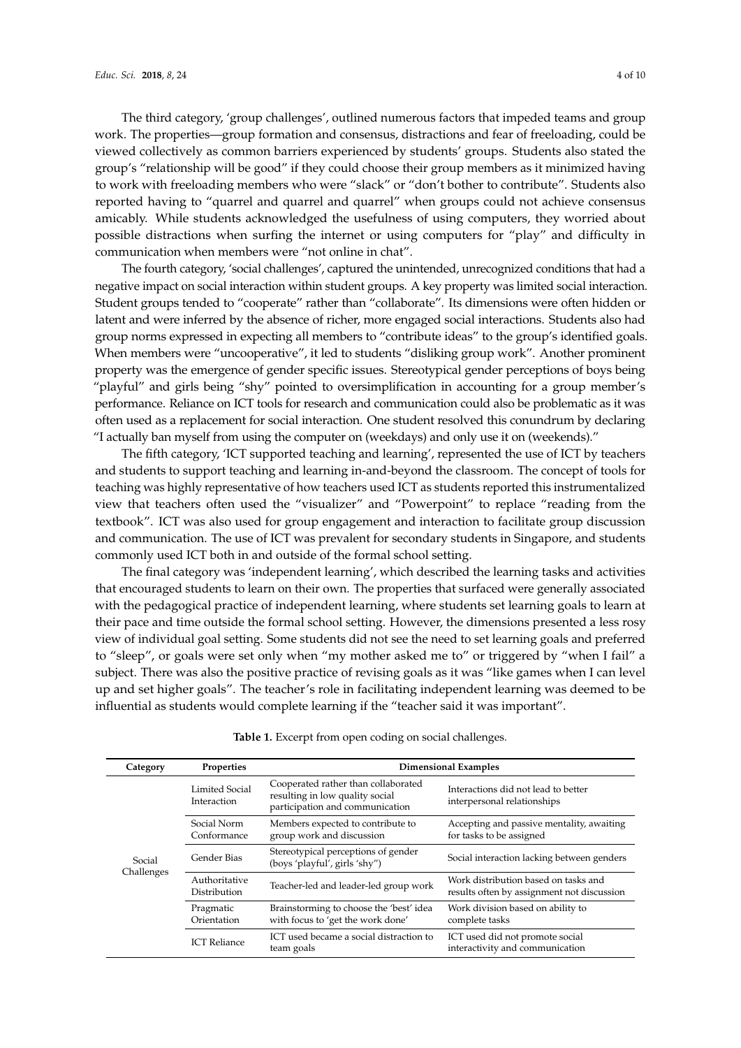The third category, 'group challenges', outlined numerous factors that impeded teams and group work. The properties—group formation and consensus, distractions and fear of freeloading, could be viewed collectively as common barriers experienced by students' groups. Students also stated the group's "relationship will be good" if they could choose their group members as it minimized having to work with freeloading members who were "slack" or "don't bother to contribute". Students also reported having to "quarrel and quarrel and quarrel" when groups could not achieve consensus amicably. While students acknowledged the usefulness of using computers, they worried about possible distractions when surfing the internet or using computers for "play" and difficulty in communication when members were "not online in chat".

The fourth category, 'social challenges', captured the unintended, unrecognized conditions that had a negative impact on social interaction within student groups. A key property was limited social interaction. Student groups tended to "cooperate" rather than "collaborate". Its dimensions were often hidden or latent and were inferred by the absence of richer, more engaged social interactions. Students also had group norms expressed in expecting all members to "contribute ideas" to the group's identified goals. When members were "uncooperative", it led to students "disliking group work". Another prominent property was the emergence of gender specific issues. Stereotypical gender perceptions of boys being "playful" and girls being "shy" pointed to oversimplification in accounting for a group member's performance. Reliance on ICT tools for research and communication could also be problematic as it was often used as a replacement for social interaction. One student resolved this conundrum by declaring "I actually ban myself from using the computer on (weekdays) and only use it on (weekends)."

The fifth category, 'ICT supported teaching and learning', represented the use of ICT by teachers and students to support teaching and learning in-and-beyond the classroom. The concept of tools for teaching was highly representative of how teachers used ICT as students reported this instrumentalized view that teachers often used the "visualizer" and "Powerpoint" to replace "reading from the textbook". ICT was also used for group engagement and interaction to facilitate group discussion and communication. The use of ICT was prevalent for secondary students in Singapore, and students commonly used ICT both in and outside of the formal school setting.

The final category was 'independent learning', which described the learning tasks and activities that encouraged students to learn on their own. The properties that surfaced were generally associated with the pedagogical practice of independent learning, where students set learning goals to learn at their pace and time outside the formal school setting. However, the dimensions presented a less rosy view of individual goal setting. Some students did not see the need to set learning goals and preferred to "sleep", or goals were set only when "my mother asked me to" or triggered by "when I fail" a subject. There was also the positive practice of revising goals as it was "like games when I can level up and set higher goals". The teacher's role in facilitating independent learning was deemed to be influential as students would complete learning if the "teacher said it was important".

**Table 1.** Excerpt from open coding on social challenges.

| Category | Properties | Dimensional Examples | |
|---|---|---|---|
| Social Challenges | Limited Social Interaction | Cooperated rather than collaborated resulting in low quality social participation and communication | Interactions did not lead to better interpersonal relationships |
| | Social Norm Conformance | Members expected to contribute to group work and discussion | Accepting and passive mentality, awaiting for tasks to be assigned |
| | Gender Bias | Stereotypical perceptions of gender (boys 'playful', girls 'shy') | Social interaction lacking between genders |
| | Authoritative Distribution | Teacher-led and leader-led group work | Work distribution based on tasks and results often by assignment not discussion |
| | Pragmatic Orientation | Brainstorming to choose the 'best' idea with focus to 'get the work done' | Work division based on ability to complete tasks |
| | ICT Reliance | ICT used became a social distraction to team goals | ICT used did not promote social interactivity and communication |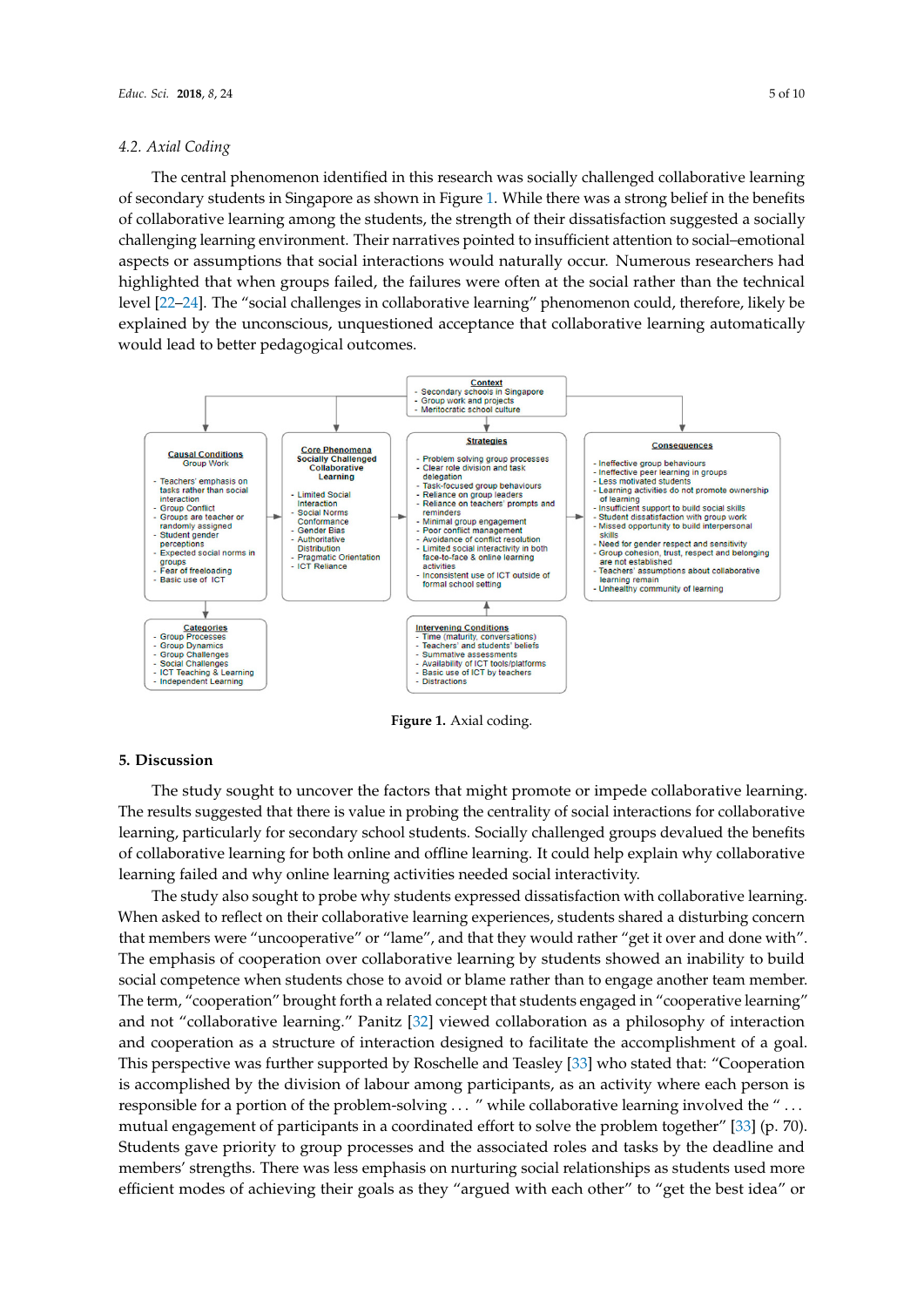### 4.2. Axial Coding

The central phenomenon identified in this research was socially challenged collaborative learning of secondary students in Singapore as shown in Figure 1. While there was a strong belief in the benefits of collaborative learning among the students, the strength of their dissatisfaction suggested a socially challenging learning environment. Their narratives pointed to insufficient attention to social–emotional aspects or assumptions that social interactions would naturally occur. Numerous researchers had highlighted that when groups failed, the failures were often at the social rather than the technical level [22–24]. The "social challenges in collaborative learning" phenomenon could, therefore, likely be explained by the unconscious, unquestioned acceptance that collaborative learning automatically would lead to better pedagogical outcomes.

**Context**
- Secondary schools in Singapore
- Group work and projects
- Meritocratic school culture

**Causal Conditions**
Group Work
- Teachers' emphasis on tasks rather than social interaction
- Group Conflict
- Groups are teacher or randomly assigned
- Student gender perceptions
- Expected social norms in groups
- Fear of freeloading
- Basic use of ICT

**Core Phenomena**
Socially Challenged Collaborative Learning
- Limited Social Interaction
- Social Norms Conformance
- Gender Bias
- Authoritative Distribution
- Pragmatic Orientation
- ICT Reliance

**Strategies**
- Problem solving group processes
- Clear role division and task delegation
- Task-focused group behaviours
- Reliance on group leaders
- Reliance on teachers' prompts and reminders
- Minimal group engagement
- Poor conflict management
- Avoidance of conflict resolution
- Limited social interactivity in both face-to-face & online learning activities
- Inconsistent use of ICT outside of formal school setting

**Consequences**
- Ineffective group behaviours
- Ineffective peer learning in groups
- Less motivated students
- Learning activities do not promote ownership of learning
- Insufficient support to build social skills
- Student dissatisfaction with group work
- Missed opportunity to build interpersonal skills
- Need for gender respect and sensitivity
- Group cohesion, trust, respect and belonging are not established
- Teachers' assumptions about collaborative learning remain
- Unhealthy community of learning

**Categories**
- Group Processes
- Group Dynamics
- Group Challenges
- Social Challenges
- ICT Teaching & Learning
- Independent Learning

**Intervening Conditions**
- Time (maturity, conversations)
- Teachers' and students' beliefs
- Summative assessments
- Availability of ICT tools/platforms
- Basic use of ICT by teachers
- Distractions

**Figure 1.** Axial coding.

## 5. Discussion

The study sought to uncover the factors that might promote or impede collaborative learning. The results suggested that there is value in probing the centrality of social interactions for collaborative learning, particularly for secondary school students. Socially challenged groups devalued the benefits of collaborative learning for both online and offline learning. It could help explain why collaborative learning failed and why online learning activities needed social interactivity.

The study also sought to probe why students expressed dissatisfaction with collaborative learning. When asked to reflect on their collaborative learning experiences, students shared a disturbing concern that members were "uncooperative" or "lame", and that they would rather "get it over and done with". The emphasis of cooperation over collaborative learning by students showed an inability to build social competence when students chose to avoid or blame rather than to engage another team member. The term, "cooperation" brought forth a related concept that students engaged in "cooperative learning" and not "collaborative learning." Panitz [32] viewed collaboration as a philosophy of interaction and cooperation as a structure of interaction designed to facilitate the accomplishment of a goal. This perspective was further supported by Roschelle and Teasley [33] who stated that: "Cooperation is accomplished by the division of labour among participants, as an activity where each person is responsible for a portion of the problem-solving ... " while collaborative learning involved the " ... mutual engagement of participants in a coordinated effort to solve the problem together" [33] (p. 70). Students gave priority to group processes and the associated roles and tasks by the deadline and members' strengths. There was less emphasis on nurturing social relationships as students used more efficient modes of achieving their goals as they "argued with each other" to "get the best idea" or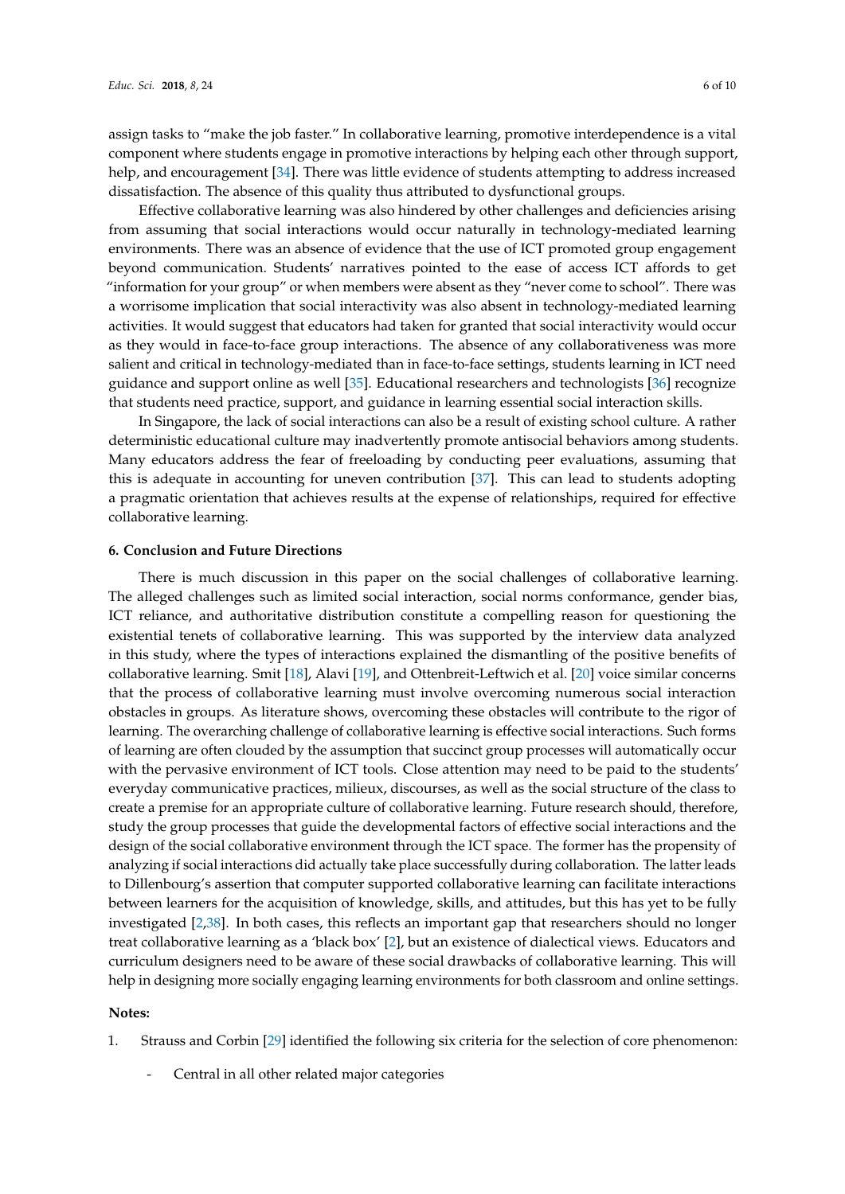assign tasks to "make the job faster." In collaborative learning, promotive interdependence is a vital component where students engage in promotive interactions by helping each other through support, help, and encouragement [34]. There was little evidence of students attempting to address increased dissatisfaction. The absence of this quality thus attributed to dysfunctional groups.

Effective collaborative learning was also hindered by other challenges and deficiencies arising from assuming that social interactions would occur naturally in technology-mediated learning environments. There was an absence of evidence that the use of ICT promoted group engagement beyond communication. Students' narratives pointed to the ease of access ICT affords to get "information for your group" or when members were absent as they "never come to school". There was a worrisome implication that social interactivity was also absent in technology-mediated learning activities. It would suggest that educators had taken for granted that social interactivity would occur as they would in face-to-face group interactions. The absence of any collaborativeness was more salient and critical in technology-mediated than in face-to-face settings, students learning in ICT need guidance and support online as well [35]. Educational researchers and technologists [36] recognize that students need practice, support, and guidance in learning essential social interaction skills.

In Singapore, the lack of social interactions can also be a result of existing school culture. A rather deterministic educational culture may inadvertently promote antisocial behaviors among students. Many educators address the fear of freeloading by conducting peer evaluations, assuming that this is adequate in accounting for uneven contribution [37]. This can lead to students adopting a pragmatic orientation that achieves results at the expense of relationships, required for effective collaborative learning.

## 6. Conclusion and Future Directions

There is much discussion in this paper on the social challenges of collaborative learning. The alleged challenges such as limited social interaction, social norms conformance, gender bias, ICT reliance, and authoritative distribution constitute a compelling reason for questioning the existential tenets of collaborative learning. This was supported by the interview data analyzed in this study, where the types of interactions explained the dismantling of the positive benefits of collaborative learning. Smit [18], Alavi [19], and Ottenbreit-Leftwich et al. [20] voice similar concerns that the process of collaborative learning must involve overcoming numerous social interaction obstacles in groups. As literature shows, overcoming these obstacles will contribute to the rigor of learning. The overarching challenge of collaborative learning is effective social interactions. Such forms of learning are often clouded by the assumption that succinct group processes will automatically occur with the pervasive environment of ICT tools. Close attention may need to be paid to the students' everyday communicative practices, milieux, discourses, as well as the social structure of the class to create a premise for an appropriate culture of collaborative learning. Future research should, therefore, study the group processes that guide the developmental factors of effective social interactions and the design of the social collaborative environment through the ICT space. The former has the propensity of analyzing if social interactions did actually take place successfully during collaboration. The latter leads to Dillenbourg's assertion that computer supported collaborative learning can facilitate interactions between learners for the acquisition of knowledge, skills, and attitudes, but this has yet to be fully investigated [2,38]. In both cases, this reflects an important gap that researchers should no longer treat collaborative learning as a 'black box' [2], but an existence of dialectical views. Educators and curriculum designers need to be aware of these social drawbacks of collaborative learning. This will help in designing more socially engaging learning environments for both classroom and online settings.

**Notes:**

1. Strauss and Corbin [29] identified the following six criteria for the selection of core phenomenon:
   - Central in all other related major categories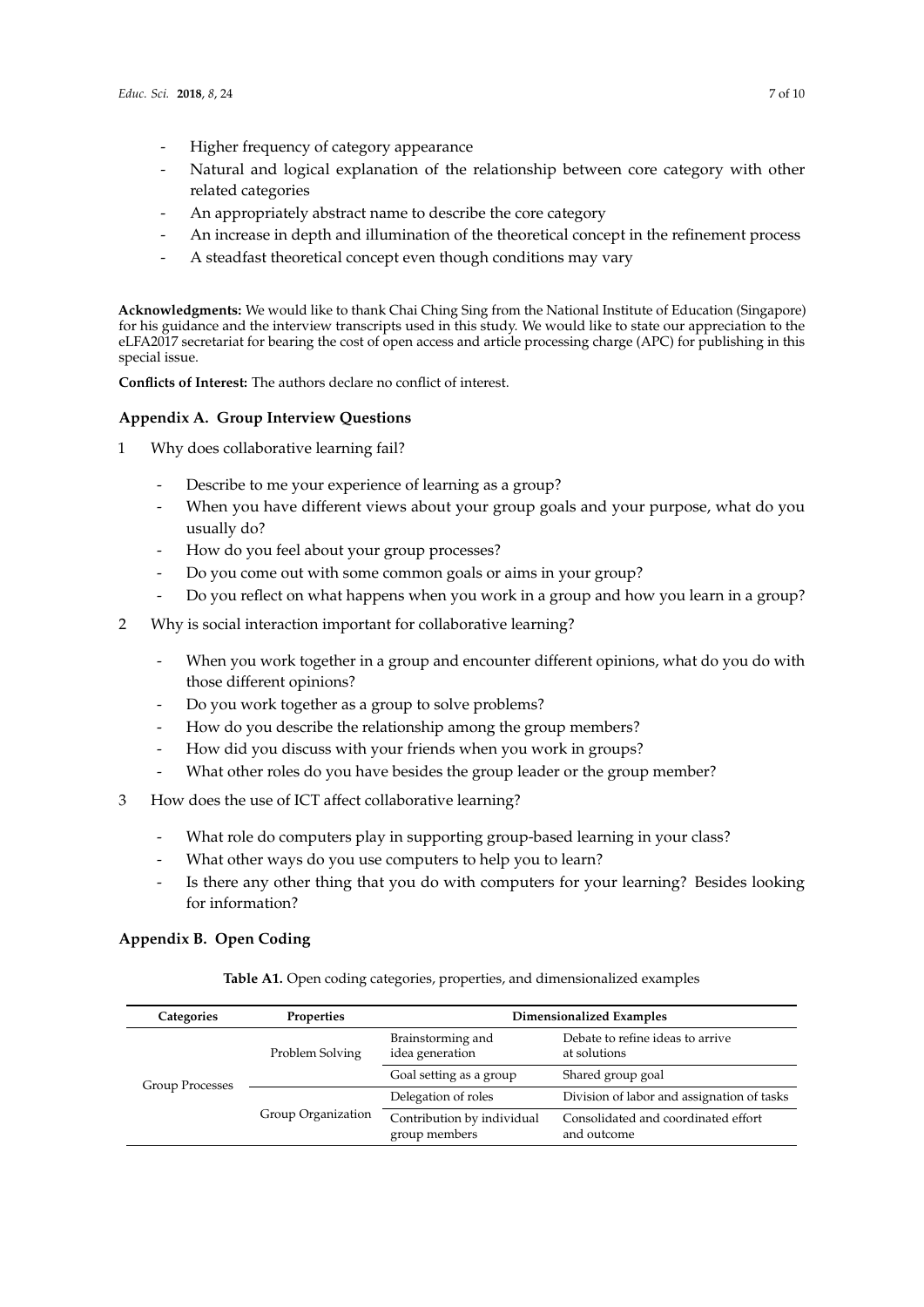- Higher frequency of category appearance
- Natural and logical explanation of the relationship between core category with other related categories
- An appropriately abstract name to describe the core category
- An increase in depth and illumination of the theoretical concept in the refinement process
- A steadfast theoretical concept even though conditions may vary

**Acknowledgments:** We would like to thank Chai Ching Sing from the National Institute of Education (Singapore) for his guidance and the interview transcripts used in this study. We would like to state our appreciation to the eLFA2017 secretariat for bearing the cost of open access and article processing charge (APC) for publishing in this special issue.

**Conflicts of Interest:** The authors declare no conflict of interest.

## Appendix A. Group Interview Questions

1 Why does collaborative learning fail?
   - Describe to me your experience of learning as a group?
   - When you have different views about your group goals and your purpose, what do you usually do?
   - How do you feel about your group processes?
   - Do you come out with some common goals or aims in your group?
   - Do you reflect on what happens when you work in a group and how you learn in a group?

2 Why is social interaction important for collaborative learning?
   - When you work together in a group and encounter different opinions, what do you do with those different opinions?
   - Do you work together as a group to solve problems?
   - How do you describe the relationship among the group members?
   - How did you discuss with your friends when you work in groups?
   - What other roles do you have besides the group leader or the group member?

3 How does the use of ICT affect collaborative learning?
   - What role do computers play in supporting group-based learning in your class?
   - What other ways do you use computers to help you to learn?
   - Is there any other thing that you do with computers for your learning? Besides looking for information?

## Appendix B. Open Coding

**Table A1.** Open coding categories, properties, and dimensionalized examples

| Categories | Properties | Dimensionalized Examples | |
|---|---|---|---|
| Group Processes | Problem Solving | Brainstorming and idea generation | Debate to refine ideas to arrive at solutions |
| | | Goal setting as a group | Shared group goal |
| | Group Organization | Delegation of roles | Division of labor and assignation of tasks |
| | | Contribution by individual group members | Consolidated and coordinated effort and outcome |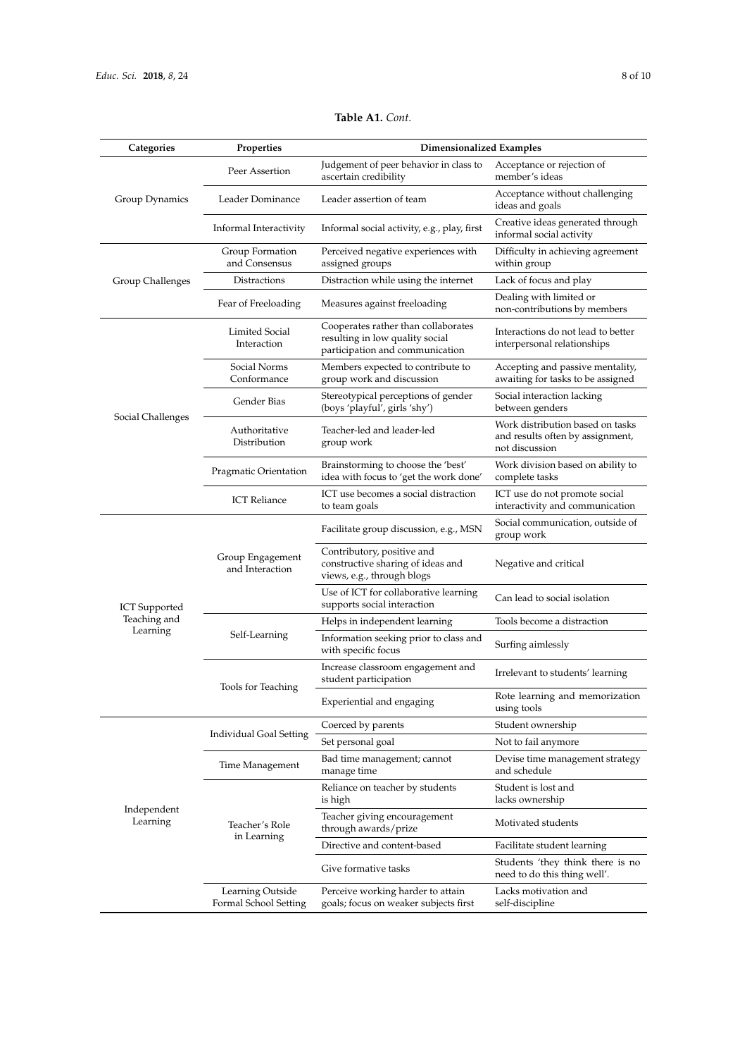**Table A1.** *Cont.*

| Categories | Properties | Dimensionalized Examples | |
|---|---|---|---|
| Group Dynamics | Peer Assertion | Judgement of peer behavior in class to ascertain credibility | Acceptance or rejection of member's ideas |
| | Leader Dominance | Leader assertion of team | Acceptance without challenging ideas and goals |
| | Informal Interactivity | Informal social activity, e.g., play, first | Creative ideas generated through informal social activity |
| Group Challenges | Group Formation and Consensus | Perceived negative experiences with assigned groups | Difficulty in achieving agreement within group |
| | Distractions | Distraction while using the internet | Lack of focus and play |
| | Fear of Freeloading | Measures against freeloading | Dealing with limited or non-contributions by members |
| Social Challenges | Limited Social Interaction | Cooperates rather than collaborates resulting in low quality social participation and communication | Interactions do not lead to better interpersonal relationships |
| | Social Norms Conformance | Members expected to contribute to group work and discussion | Accepting and passive mentality, awaiting for tasks to be assigned |
| | Gender Bias | Stereotypical perceptions of gender (boys 'playful', girls 'shy') | Social interaction lacking between genders |
| | Authoritative Distribution | Teacher-led and leader-led group work | Work distribution based on tasks and results often by assignment, not discussion |
| | Pragmatic Orientation | Brainstorming to choose the 'best' idea with focus to 'get the work done' | Work division based on ability to complete tasks |
| | ICT Reliance | ICT use becomes a social distraction to team goals | ICT use do not promote social interactivity and communication |
| ICT Supported Teaching and Learning | Group Engagement and Interaction | Facilitate group discussion, e.g., MSN | Social communication, outside of group work |
| | | Contributory, positive and constructive sharing of ideas and views, e.g., through blogs | Negative and critical |
| | | Use of ICT for collaborative learning supports social interaction | Can lead to social isolation |
| | Self-Learning | Helps in independent learning | Tools become a distraction |
| | | Information seeking prior to class and with specific focus | Surfing aimlessly |
| | Tools for Teaching | Increase classroom engagement and student participation | Irrelevant to students' learning |
| | | Experiential and engaging | Rote learning and memorization using tools |
| Independent Learning | Individual Goal Setting | Coerced by parents | Student ownership |
| | | Set personal goal | Not to fail anymore |
| | Time Management | Bad time management; cannot manage time | Devise time management strategy and schedule |
| | Teacher's Role in Learning | Reliance on teacher by students is high | Student is lost and lacks ownership |
| | | Teacher giving encouragement through awards/prize | Motivated students |
| | | Directive and content-based | Facilitate student learning |
| | | Give formative tasks | Students 'they think there is no need to do this thing well'. |
| | Learning Outside Formal School Setting | Perceive working harder to attain goals; focus on weaker subjects first | Lacks motivation and self-discipline |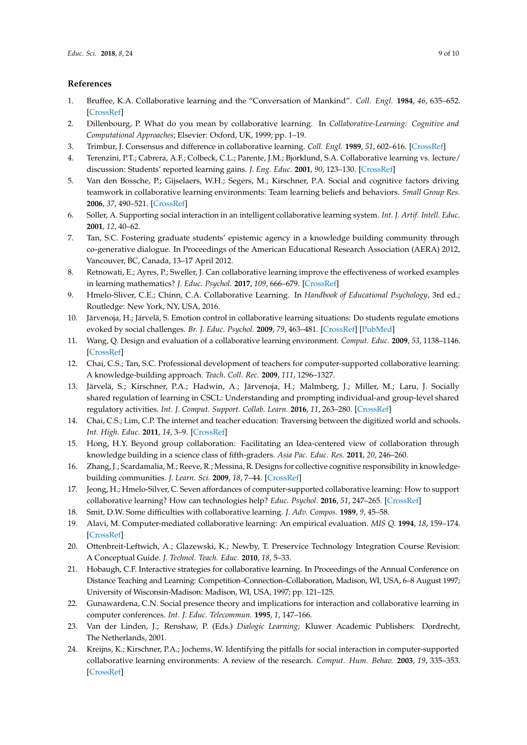## References

1. Bruffee, K.A. Collaborative learning and the "Conversation of Mankind". *Coll. Engl.* **1984**, *46*, 635–652. [CrossRef]
2. Dillenbourg, P. What do you mean by collaborative learning. In *Collaborative-Learning: Cognitive and Computational Approaches*; Elsevier: Oxford, UK, 1999; pp. 1–19.
3. Trimbur, J. Consensus and difference in collaborative learning. *Coll. Engl.* **1989**, *51*, 602–616. [CrossRef]
4. Terenzini, P.T.; Cabrera, A.F.; Colbeck, C.L.; Parente, J.M.; Bjorklund, S.A. Collaborative learning vs. lecture/discussion: Students' reported learning gains. *J. Eng. Educ.* **2001**, *90*, 123–130. [CrossRef]
5. Van den Bossche, P.; Gijselaers, W.H.; Segers, M.; Kirschner, P.A. Social and cognitive factors driving teamwork in collaborative learning environments: Team learning beliefs and behaviors. *Small Group Res.* **2006**, *37*, 490–521. [CrossRef]
6. Soller, A. Supporting social interaction in an intelligent collaborative learning system. *Int. J. Artif. Intell. Educ.* **2001**, *12*, 40–62.
7. Tan, S.C. Fostering graduate students' epistemic agency in a knowledge building community through co-generative dialogue. In Proceedings of the American Educational Research Association (AERA) 2012, Vancouver, BC, Canada, 13–17 April 2012.
8. Retnowati, E.; Ayres, P.; Sweller, J. Can collaborative learning improve the effectiveness of worked examples in learning mathematics? *J. Educ. Psychol.* **2017**, *109*, 666–679. [CrossRef]
9. Hmelo-Sliver, C.E.; Chinn, C.A. Collaborative Learning. In *Handbook of Educational Psychology*, 3rd ed.; Routledge: New York, NY, USA, 2016.
10. Järvenoja, H.; Järvelä, S. Emotion control in collaborative learning situations: Do students regulate emotions evoked by social challenges. *Br. J. Educ. Psychol.* **2009**, *79*, 463–481. [CrossRef] [PubMed]
11. Wang, Q. Design and evaluation of a collaborative learning environment. *Comput. Educ.* **2009**, *53*, 1138–1146. [CrossRef]
12. Chai, C.S.; Tan, S.C. Professional development of teachers for computer-supported collaborative learning: A knowledge-building approach. *Teach. Coll. Rec.* **2009**, *111*, 1296–1327.
13. Järvelä, S.; Kirschner, P.A.; Hadwin, A.; Järvenoja, H.; Malmberg, J.; Miller, M.; Laru, J. Socially shared regulation of learning in CSCL: Understanding and prompting individual-and group-level shared regulatory activities. *Int. J. Comput. Support. Collab. Learn.* **2016**, *11*, 263–280. [CrossRef]
14. Chai, C.S.; Lim, C.P. The internet and teacher education: Traversing between the digitized world and schools. *Int. High. Educ.* **2011**, *14*, 3–9. [CrossRef]
15. Hong, H.Y. Beyond group collaboration: Facilitating an Idea-centered view of collaboration through knowledge building in a science class of fifth-graders. *Asia Pac. Educ. Res.* **2011**, *20*, 246–260.
16. Zhang, J.; Scardamalia, M.; Reeve, R.; Messina, R. Designs for collective cognitive responsibility in knowledge-building communities. *J. Learn. Sci.* **2009**, *18*, 7–44. [CrossRef]
17. Jeong, H.; Hmelo-Silver, C. Seven affordances of computer-supported collaborative learning: How to support collaborative learning? How can technologies help? *Educ. Psychol.* **2016**, *51*, 247–265. [CrossRef]
18. Smit, D.W. Some difficulties with collaborative learning. *J. Adv. Compos.* **1989**, *9*, 45–58.
19. Alavi, M. Computer-mediated collaborative learning: An empirical evaluation. *MIS Q.* **1994**, *18*, 159–174. [CrossRef]
20. Ottenbreit-Leftwich, A.; Glazewski, K.; Newby, T. Preservice Technology Integration Course Revision: A Conceptual Guide. *J. Technol. Teach. Educ.* **2010**, *18*, 5–33.
21. Hobaugh, C.F. Interactive strategies for collaborative learning. In Proceedings of the Annual Conference on Distance Teaching and Learning: Competition–Connection–Collaboration, Madison, WI, USA, 6–8 August 1997; University of Wisconsin-Madison: Madison, WI, USA, 1997; pp. 121–125.
22. Gunawardena, C.N. Social presence theory and implications for interaction and collaborative learning in computer conferences. *Int. J. Educ. Telecommun.* **1995**, *1*, 147–166.
23. Van der Linden, J.; Renshaw, P. (Eds.) *Dialogic Learning*; Kluwer Academic Publishers: Dordrecht, The Netherlands, 2001.
24. Kreijns, K.; Kirschner, P.A.; Jochems, W. Identifying the pitfalls for social interaction in computer-supported collaborative learning environments: A review of the research. *Comput. Hum. Behav.* **2003**, *19*, 335–353. [CrossRef]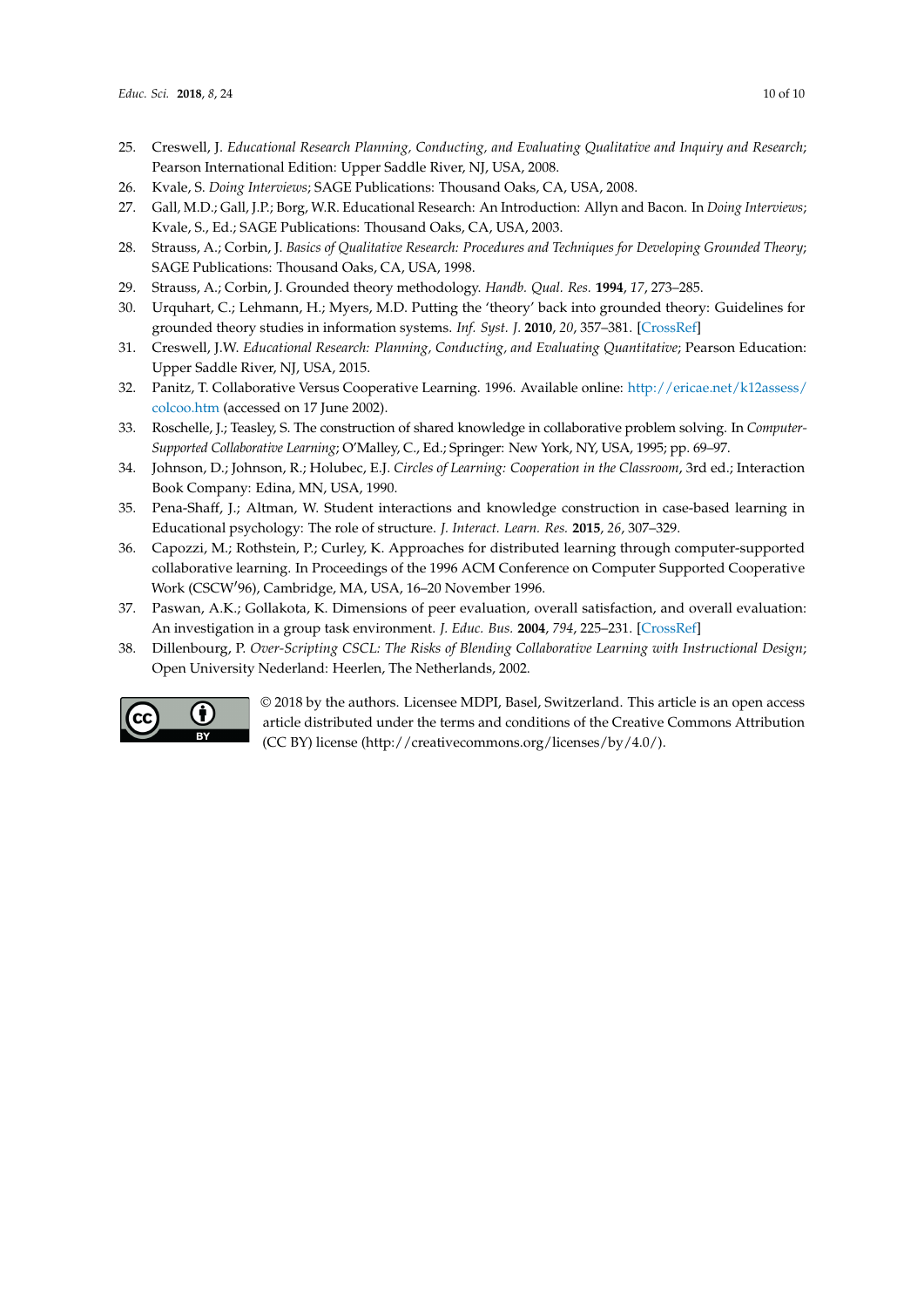25. Creswell, J. *Educational Research Planning, Conducting, and Evaluating Qualitative and Inquiry and Research*; Pearson International Edition: Upper Saddle River, NJ, USA, 2008.
26. Kvale, S. *Doing Interviews*; SAGE Publications: Thousand Oaks, CA, USA, 2008.
27. Gall, M.D.; Gall, J.P.; Borg, W.R. Educational Research: An Introduction: Allyn and Bacon. In *Doing Interviews*; Kvale, S., Ed.; SAGE Publications: Thousand Oaks, CA, USA, 2003.
28. Strauss, A.; Corbin, J. *Basics of Qualitative Research: Procedures and Techniques for Developing Grounded Theory*; SAGE Publications: Thousand Oaks, CA, USA, 1998.
29. Strauss, A.; Corbin, J. Grounded theory methodology. *Handb. Qual. Res.* **1994**, *17*, 273–285.
30. Urquhart, C.; Lehmann, H.; Myers, M.D. Putting the 'theory' back into grounded theory: Guidelines for grounded theory studies in information systems. *Inf. Syst. J.* **2010**, *20*, 357–381. [CrossRef]
31. Creswell, J.W. *Educational Research: Planning, Conducting, and Evaluating Quantitative*; Pearson Education: Upper Saddle River, NJ, USA, 2015.
32. Panitz, T. Collaborative Versus Cooperative Learning. 1996. Available online: http://ericae.net/k12assess/colcoo.htm (accessed on 17 June 2002).
33. Roschelle, J.; Teasley, S. The construction of shared knowledge in collaborative problem solving. In *Computer-Supported Collaborative Learning*; O'Malley, C., Ed.; Springer: New York, NY, USA, 1995; pp. 69–97.
34. Johnson, D.; Johnson, R.; Holubec, E.J. *Circles of Learning: Cooperation in the Classroom*, 3rd ed.; Interaction Book Company: Edina, MN, USA, 1990.
35. Pena-Shaff, J.; Altman, W. Student interactions and knowledge construction in case-based learning in Educational psychology: The role of structure. *J. Interact. Learn. Res.* **2015**, *26*, 307–329.
36. Capozzi, M.; Rothstein, P.; Curley, K. Approaches for distributed learning through computer-supported collaborative learning. In Proceedings of the 1996 ACM Conference on Computer Supported Cooperative Work (CSCW'96), Cambridge, MA, USA, 16–20 November 1996.
37. Paswan, A.K.; Gollakota, K. Dimensions of peer evaluation, overall satisfaction, and overall evaluation: An investigation in a group task environment. *J. Educ. Bus.* **2004**, *794*, 225–231. [CrossRef]
38. Dillenbourg, P. *Over-Scripting CSCL: The Risks of Blending Collaborative Learning with Instructional Design*; Open University Nederland: Heerlen, The Netherlands, 2002.

© 2018 by the authors. Licensee MDPI, Basel, Switzerland. This article is an open access article distributed under the terms and conditions of the Creative Commons Attribution (CC BY) license (http://creativecommons.org/licenses/by/4.0/).